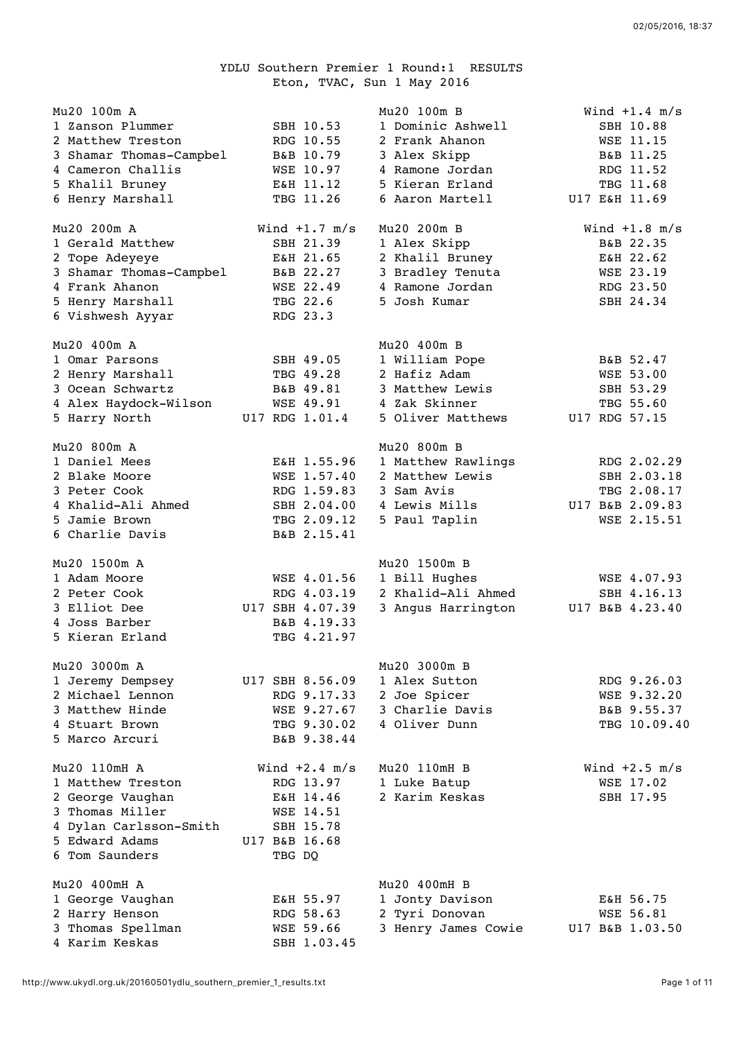# YDLU Southern Premier 1 Round:1 RESULTS

Eton, TVAC, Sun 1 May 2016

### Mu20 100m A

| Pos | Name | Age | Club | Perf |
|---|---|---|---|---|
| 1 | Zanson Plummer | | SBH | 10.53 |
| 2 | Matthew Treston | | RDG | 10.55 |
| 3 | Shamar Thomas-Campbel | | B&B | 10.79 |
| 4 | Cameron Challis | | WSE | 10.97 |
| 5 | Khalil Bruney | | E&H | 11.12 |
| 6 | Henry Marshall | | TBG | 11.26 |

### Mu20 100m B — Wind +1.4 m/s

| Pos | Name | Age | Club | Perf |
|---|---|---|---|---|
| 1 | Dominic Ashwell | | SBH | 10.88 |
| 2 | Frank Ahanon | | WSE | 11.15 |
| 3 | Alex Skipp | | B&B | 11.25 |
| 4 | Ramone Jordan | | RDG | 11.52 |
| 5 | Kieran Erland | | TBG | 11.68 |
| 6 | Aaron Martell | U17 | E&H | 11.69 |

### Mu20 200m A — Wind +1.7 m/s

| Pos | Name | Age | Club | Perf |
|---|---|---|---|---|
| 1 | Gerald Matthew | | SBH | 21.39 |
| 2 | Tope Adeyeye | | E&H | 21.65 |
| 3 | Shamar Thomas-Campbel | | B&B | 22.27 |
| 4 | Frank Ahanon | | WSE | 22.49 |
| 5 | Henry Marshall | | TBG | 22.6 |
| 6 | Vishwesh Ayyar | | RDG | 23.3 |

### Mu20 200m B — Wind +1.8 m/s

| Pos | Name | Age | Club | Perf |
|---|---|---|---|---|
| 1 | Alex Skipp | | B&B | 22.35 |
| 2 | Khalil Bruney | | E&H | 22.62 |
| 3 | Bradley Tenuta | | WSE | 23.19 |
| 4 | Ramone Jordan | | RDG | 23.50 |
| 5 | Josh Kumar | | SBH | 24.34 |

### Mu20 400m A

| Pos | Name | Age | Club | Perf |
|---|---|---|---|---|
| 1 | Omar Parsons | | SBH | 49.05 |
| 2 | Henry Marshall | | TBG | 49.28 |
| 3 | Ocean Schwartz | | B&B | 49.81 |
| 4 | Alex Haydock-Wilson | | WSE | 49.91 |
| 5 | Harry North | U17 | RDG | 1.01.4 |

### Mu20 400m B

| Pos | Name | Age | Club | Perf |
|---|---|---|---|---|
| 1 | William Pope | | B&B | 52.47 |
| 2 | Hafiz Adam | | WSE | 53.00 |
| 3 | Matthew Lewis | | SBH | 53.29 |
| 4 | Zak Skinner | | TBG | 55.60 |
| 5 | Oliver Matthews | U17 | RDG | 57.15 |

### Mu20 800m A

| Pos | Name | Age | Club | Perf |
|---|---|---|---|---|
| 1 | Daniel Mees | | E&H | 1.55.96 |
| 2 | Blake Moore | | WSE | 1.57.40 |
| 3 | Peter Cook | | RDG | 1.59.83 |
| 4 | Khalid-Ali Ahmed | | SBH | 2.04.00 |
| 5 | Jamie Brown | | TBG | 2.09.12 |
| 6 | Charlie Davis | | B&B | 2.15.41 |

### Mu20 800m B

| Pos | Name | Age | Club | Perf |
|---|---|---|---|---|
| 1 | Matthew Rawlings | | RDG | 2.02.29 |
| 2 | Matthew Lewis | | SBH | 2.03.18 |
| 3 | Sam Avis | | TBG | 2.08.17 |
| 4 | Lewis Mills | U17 | B&B | 2.09.83 |
| 5 | Paul Taplin | | WSE | 2.15.51 |

### Mu20 1500m A

| Pos | Name | Age | Club | Perf |
|---|---|---|---|---|
| 1 | Adam Moore | | WSE | 4.01.56 |
| 2 | Peter Cook | | RDG | 4.03.19 |
| 3 | Elliot Dee | U17 | SBH | 4.07.39 |
| 4 | Joss Barber | | B&B | 4.19.33 |
| 5 | Kieran Erland | | TBG | 4.21.97 |

### Mu20 1500m B

| Pos | Name | Age | Club | Perf |
|---|---|---|---|---|
| 1 | Bill Hughes | | WSE | 4.07.93 |
| 2 | Khalid-Ali Ahmed | | SBH | 4.16.13 |
| 3 | Angus Harrington | U17 | B&B | 4.23.40 |

### Mu20 3000m A

| Pos | Name | Age | Club | Perf |
|---|---|---|---|---|
| 1 | Jeremy Dempsey | U17 | SBH | 8.56.09 |
| 2 | Michael Lennon | | RDG | 9.17.33 |
| 3 | Matthew Hinde | | WSE | 9.27.67 |
| 4 | Stuart Brown | | TBG | 9.30.02 |
| 5 | Marco Arcuri | | B&B | 9.38.44 |

### Mu20 3000m B

| Pos | Name | Age | Club | Perf |
|---|---|---|---|---|
| 1 | Alex Sutton | | RDG | 9.26.03 |
| 2 | Joe Spicer | | WSE | 9.32.20 |
| 3 | Charlie Davis | | B&B | 9.55.37 |
| 4 | Oliver Dunn | | TBG | 10.09.40 |

### Mu20 110mH A — Wind +2.4 m/s

| Pos | Name | Age | Club | Perf |
|---|---|---|---|---|
| 1 | Matthew Treston | | RDG | 13.97 |
| 2 | George Vaughan | | E&H | 14.46 |
| 3 | Thomas Miller | | WSE | 14.51 |
| 4 | Dylan Carlsson-Smith | | SBH | 15.78 |
| 5 | Edward Adams | U17 | B&B | 16.68 |
| 6 | Tom Saunders | | TBG | DQ |

### Mu20 110mH B — Wind +2.5 m/s

| Pos | Name | Age | Club | Perf |
|---|---|---|---|---|
| 1 | Luke Batup | | WSE | 17.02 |
| 2 | Karim Keskas | | SBH | 17.95 |

### Mu20 400mH A

| Pos | Name | Age | Club | Perf |
|---|---|---|---|---|
| 1 | George Vaughan | | E&H | 55.97 |
| 2 | Harry Henson | | RDG | 58.63 |
| 3 | Thomas Spellman | | WSE | 59.66 |
| 4 | Karim Keskas | | SBH | 1.03.45 |

### Mu20 400mH B

| Pos | Name | Age | Club | Perf |
|---|---|---|---|---|
| 1 | Jonty Davison | | E&H | 56.75 |
| 2 | Tyri Donovan | | WSE | 56.81 |
| 3 | Henry James Cowie | U17 | B&B | 1.03.50 |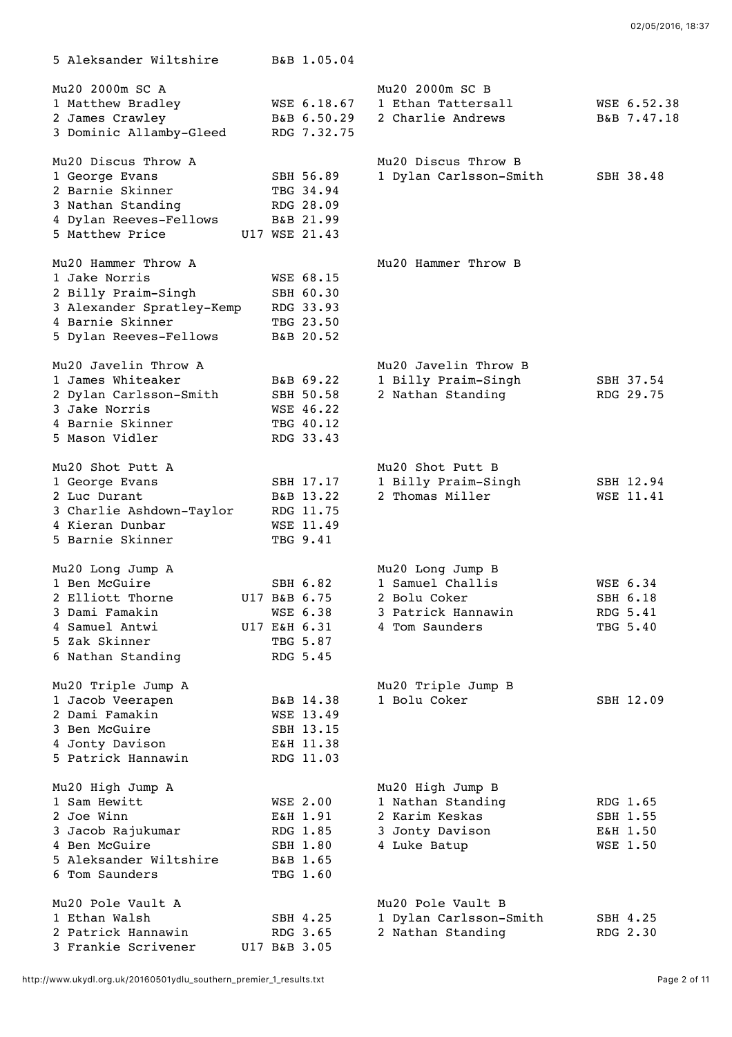5 Aleksander Wiltshire B&B 1.05.04

**Mu20 2000m SC A**

| Pos | Name | Club | Time |
|---|---|---|---|
| 1 | Matthew Bradley | WSE | 6.18.67 |
| 2 | James Crawley | B&B | 6.50.29 |
| 3 | Dominic Allamby-Gleed | RDG | 7.32.75 |

**Mu20 2000m SC B**

| Pos | Name | Club | Time |
|---|---|---|---|
| 1 | Ethan Tattersall | WSE | 6.52.38 |
| 2 | Charlie Andrews | B&B | 7.47.18 |

**Mu20 Discus Throw A**

| Pos | Name | Club | Mark |
|---|---|---|---|
| 1 | George Evans | SBH | 56.89 |
| 2 | Barnie Skinner | TBG | 34.94 |
| 3 | Nathan Standing | RDG | 28.09 |
| 4 | Dylan Reeves-Fellows | B&B | 21.99 |
| 5 | Matthew Price | U17 WSE | 21.43 |

**Mu20 Discus Throw B**

| Pos | Name | Club | Mark |
|---|---|---|---|
| 1 | Dylan Carlsson-Smith | SBH | 38.48 |

**Mu20 Hammer Throw A**

| Pos | Name | Club | Mark |
|---|---|---|---|
| 1 | Jake Norris | WSE | 68.15 |
| 2 | Billy Praim-Singh | SBH | 60.30 |
| 3 | Alexander Spratley-Kemp | RDG | 33.93 |
| 4 | Barnie Skinner | TBG | 23.50 |
| 5 | Dylan Reeves-Fellows | B&B | 20.52 |

**Mu20 Hammer Throw B**

**Mu20 Javelin Throw A**

| Pos | Name | Club | Mark |
|---|---|---|---|
| 1 | James Whiteaker | B&B | 69.22 |
| 2 | Dylan Carlsson-Smith | SBH | 50.58 |
| 3 | Jake Norris | WSE | 46.22 |
| 4 | Barnie Skinner | TBG | 40.12 |
| 5 | Mason Vidler | RDG | 33.43 |

**Mu20 Javelin Throw B**

| Pos | Name | Club | Mark |
|---|---|---|---|
| 1 | Billy Praim-Singh | SBH | 37.54 |
| 2 | Nathan Standing | RDG | 29.75 |

**Mu20 Shot Putt A**

| Pos | Name | Club | Mark |
|---|---|---|---|
| 1 | George Evans | SBH | 17.17 |
| 2 | Luc Durant | B&B | 13.22 |
| 3 | Charlie Ashdown-Taylor | RDG | 11.75 |
| 4 | Kieran Dunbar | WSE | 11.49 |
| 5 | Barnie Skinner | TBG | 9.41 |

**Mu20 Shot Putt B**

| Pos | Name | Club | Mark |
|---|---|---|---|
| 1 | Billy Praim-Singh | SBH | 12.94 |
| 2 | Thomas Miller | WSE | 11.41 |

**Mu20 Long Jump A**

| Pos | Name | Club | Mark |
|---|---|---|---|
| 1 | Ben McGuire | SBH | 6.82 |
| 2 | Elliott Thorne | U17 B&B | 6.75 |
| 3 | Dami Famakin | WSE | 6.38 |
| 4 | Samuel Antwi | U17 E&H | 6.31 |
| 5 | Zak Skinner | TBG | 5.87 |
| 6 | Nathan Standing | RDG | 5.45 |

**Mu20 Long Jump B**

| Pos | Name | Club | Mark |
|---|---|---|---|
| 1 | Samuel Challis | WSE | 6.34 |
| 2 | Bolu Coker | SBH | 6.18 |
| 3 | Patrick Hannawin | RDG | 5.41 |
| 4 | Tom Saunders | TBG | 5.40 |

**Mu20 Triple Jump A**

| Pos | Name | Club | Mark |
|---|---|---|---|
| 1 | Jacob Veerapen | B&B | 14.38 |
| 2 | Dami Famakin | WSE | 13.49 |
| 3 | Ben McGuire | SBH | 13.15 |
| 4 | Jonty Davison | E&H | 11.38 |
| 5 | Patrick Hannawin | RDG | 11.03 |

**Mu20 Triple Jump B**

| Pos | Name | Club | Mark |
|---|---|---|---|
| 1 | Bolu Coker | SBH | 12.09 |

**Mu20 High Jump A**

| Pos | Name | Club | Mark |
|---|---|---|---|
| 1 | Sam Hewitt | WSE | 2.00 |
| 2 | Joe Winn | E&H | 1.91 |
| 3 | Jacob Rajukumar | RDG | 1.85 |
| 4 | Ben McGuire | SBH | 1.80 |
| 5 | Aleksander Wiltshire | B&B | 1.65 |
| 6 | Tom Saunders | TBG | 1.60 |

**Mu20 High Jump B**

| Pos | Name | Club | Mark |
|---|---|---|---|
| 1 | Nathan Standing | RDG | 1.65 |
| 2 | Karim Keskas | SBH | 1.55 |
| 3 | Jonty Davison | E&H | 1.50 |
| 4 | Luke Batup | WSE | 1.50 |

**Mu20 Pole Vault A**

| Pos | Name | Club | Mark |
|---|---|---|---|
| 1 | Ethan Walsh | SBH | 4.25 |
| 2 | Patrick Hannawin | RDG | 3.65 |
| 3 | Frankie Scrivener | U17 B&B | 3.05 |

**Mu20 Pole Vault B**

| Pos | Name | Club | Mark |
|---|---|---|---|
| 1 | Dylan Carlsson-Smith | SBH | 4.25 |
| 2 | Nathan Standing | RDG | 2.30 |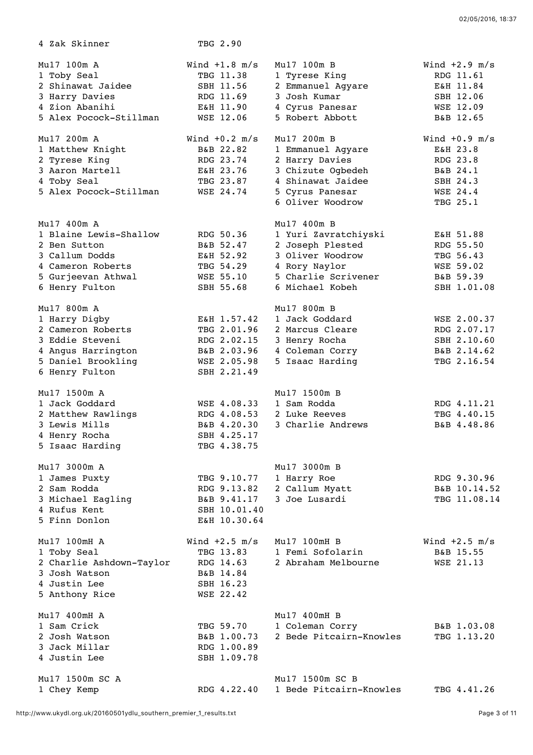4 Zak Skinner TBG 2.90

| Mu17 100m A | Wind +1.8 m/s | Mu17 100m B | Wind +2.9 m/s |
|---|---|---|---|
| 1 Toby Seal | TBG 11.38 | 1 Tyrese King | RDG 11.61 |
| 2 Shinawat Jaidee | SBH 11.56 | 2 Emmanuel Agyare | E&H 11.84 |
| 3 Harry Davies | RDG 11.69 | 3 Josh Kumar | SBH 12.06 |
| 4 Zion Abanihi | E&H 11.90 | 4 Cyrus Panesar | WSE 12.09 |
| 5 Alex Pocock-Stillman | WSE 12.06 | 5 Robert Abbott | B&B 12.65 |

| Mu17 200m A | Wind +0.2 m/s | Mu17 200m B | Wind +0.9 m/s |
|---|---|---|---|
| 1 Matthew Knight | B&B 22.82 | 1 Emmanuel Agyare | E&H 23.8 |
| 2 Tyrese King | RDG 23.74 | 2 Harry Davies | RDG 23.8 |
| 3 Aaron Martell | E&H 23.76 | 3 Chizute Ogbedeh | B&B 24.1 |
| 4 Toby Seal | TBG 23.87 | 4 Shinawat Jaidee | SBH 24.3 |
| 5 Alex Pocock-Stillman | WSE 24.74 | 5 Cyrus Panesar | WSE 24.4 |
| | | 6 Oliver Woodrow | TBG 25.1 |

| Mu17 400m A | | Mu17 400m B | |
|---|---|---|---|
| 1 Blaine Lewis-Shallow | RDG 50.36 | 1 Yuri Zavratchiyski | E&H 51.88 |
| 2 Ben Sutton | B&B 52.47 | 2 Joseph Plested | RDG 55.50 |
| 3 Callum Dodds | E&H 52.92 | 3 Oliver Woodrow | TBG 56.43 |
| 4 Cameron Roberts | TBG 54.29 | 4 Rory Naylor | WSE 59.02 |
| 5 Gurjeevan Athwal | WSE 55.10 | 5 Charlie Scrivener | B&B 59.39 |
| 6 Henry Fulton | SBH 55.68 | 6 Michael Kobeh | SBH 1.01.08 |

| Mu17 800m A | | Mu17 800m B | |
|---|---|---|---|
| 1 Harry Digby | E&H 1.57.42 | 1 Jack Goddard | WSE 2.00.37 |
| 2 Cameron Roberts | TBG 2.01.96 | 2 Marcus Cleare | RDG 2.07.17 |
| 3 Eddie Steveni | RDG 2.02.15 | 3 Henry Rocha | SBH 2.10.60 |
| 4 Angus Harrington | B&B 2.03.96 | 4 Coleman Corry | B&B 2.14.62 |
| 5 Daniel Brookling | WSE 2.05.98 | 5 Isaac Harding | TBG 2.16.54 |
| 6 Henry Fulton | SBH 2.21.49 | | |

| Mu17 1500m A | | Mu17 1500m B | |
|---|---|---|---|
| 1 Jack Goddard | WSE 4.08.33 | 1 Sam Rodda | RDG 4.11.21 |
| 2 Matthew Rawlings | RDG 4.08.53 | 2 Luke Reeves | TBG 4.40.15 |
| 3 Lewis Mills | B&B 4.20.30 | 3 Charlie Andrews | B&B 4.48.86 |
| 4 Henry Rocha | SBH 4.25.17 | | |
| 5 Isaac Harding | TBG 4.38.75 | | |

| Mu17 3000m A | | Mu17 3000m B | |
|---|---|---|---|
| 1 James Puxty | TBG 9.10.77 | 1 Harry Roe | RDG 9.30.96 |
| 2 Sam Rodda | RDG 9.13.82 | 2 Callum Myatt | B&B 10.14.52 |
| 3 Michael Eagling | B&B 9.41.17 | 3 Joe Lusardi | TBG 11.08.14 |
| 4 Rufus Kent | SBH 10.01.40 | | |
| 5 Finn Donlon | E&H 10.30.64 | | |

| Mu17 100mH A | Wind +2.5 m/s | Mu17 100mH B | Wind +2.5 m/s |
|---|---|---|---|
| 1 Toby Seal | TBG 13.83 | 1 Femi Sofolarin | B&B 15.55 |
| 2 Charlie Ashdown-Taylor | RDG 14.63 | 2 Abraham Melbourne | WSE 21.13 |
| 3 Josh Watson | B&B 14.84 | | |
| 4 Justin Lee | SBH 16.23 | | |
| 5 Anthony Rice | WSE 22.42 | | |

| Mu17 400mH A | | Mu17 400mH B | |
|---|---|---|---|
| 1 Sam Crick | TBG 59.70 | 1 Coleman Corry | B&B 1.03.08 |
| 2 Josh Watson | B&B 1.00.73 | 2 Bede Pitcairn-Knowles | TBG 1.13.20 |
| 3 Jack Millar | RDG 1.00.89 | | |
| 4 Justin Lee | SBH 1.09.78 | | |

| Mu17 1500m SC A | | Mu17 1500m SC B | |
|---|---|---|---|
| 1 Chey Kemp | RDG 4.22.40 | 1 Bede Pitcairn-Knowles | TBG 4.41.26 |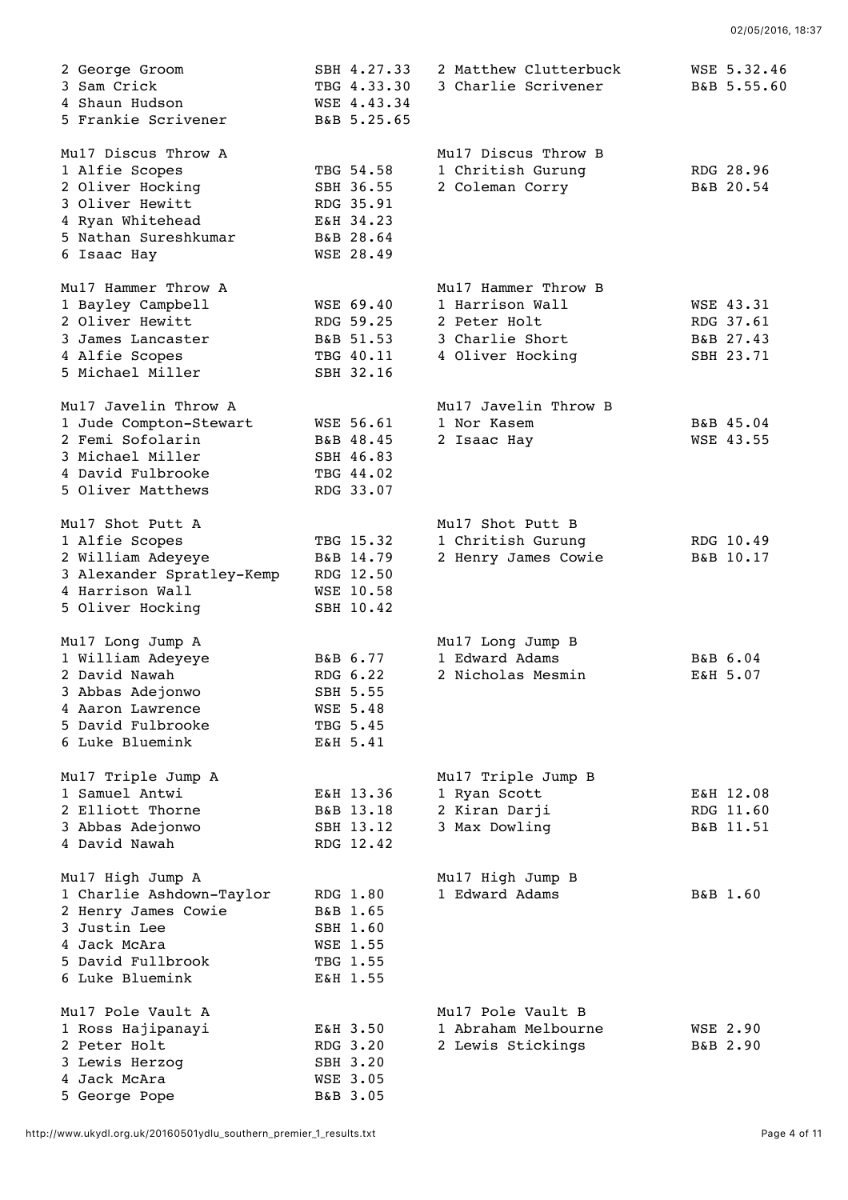```
2 George Groom              SBH 4.27.33   2 Matthew Clutterbuck       WSE 5.32.46
3 Sam Crick                 TBG 4.33.30   3 Charlie Scrivener         B&B 5.55.60
4 Shaun Hudson              WSE 4.43.34
5 Frankie Scrivener         B&B 5.25.65

Mu17 Discus Throw A                       Mu17 Discus Throw B
1 Alfie Scopes              TBG 54.58     1 Chritish Gurung           RDG 28.96
2 Oliver Hocking            SBH 36.55     2 Coleman Corry             B&B 20.54
3 Oliver Hewitt             RDG 35.91
4 Ryan Whitehead            E&H 34.23
5 Nathan Sureshkumar        B&B 28.64
6 Isaac Hay                 WSE 28.49

Mu17 Hammer Throw A                       Mu17 Hammer Throw B
1 Bayley Campbell           WSE 69.40     1 Harrison Wall             WSE 43.31
2 Oliver Hewitt             RDG 59.25     2 Peter Holt                RDG 37.61
3 James Lancaster           B&B 51.53     3 Charlie Short             B&B 27.43
4 Alfie Scopes              TBG 40.11     4 Oliver Hocking            SBH 23.71
5 Michael Miller            SBH 32.16

Mu17 Javelin Throw A                      Mu17 Javelin Throw B
1 Jude Compton-Stewart      WSE 56.61     1 Nor Kasem                 B&B 45.04
2 Femi Sofolarin            B&B 48.45     2 Isaac Hay                 WSE 43.55
3 Michael Miller            SBH 46.83
4 David Fulbrooke           TBG 44.02
5 Oliver Matthews           RDG 33.07

Mu17 Shot Putt A                          Mu17 Shot Putt B
1 Alfie Scopes              TBG 15.32     1 Chritish Gurung           RDG 10.49
2 William Adeyeye           B&B 14.79     2 Henry James Cowie         B&B 10.17
3 Alexander Spratley-Kemp   RDG 12.50
4 Harrison Wall             WSE 10.58
5 Oliver Hocking            SBH 10.42

Mu17 Long Jump A                          Mu17 Long Jump B
1 William Adeyeye           B&B 6.77      1 Edward Adams              B&B 6.04
2 David Nawah               RDG 6.22      2 Nicholas Mesmin           E&H 5.07
3 Abbas Adejonwo            SBH 5.55
4 Aaron Lawrence            WSE 5.48
5 David Fulbrooke           TBG 5.45
6 Luke Bluemink             E&H 5.41

Mu17 Triple Jump A                        Mu17 Triple Jump B
1 Samuel Antwi              E&H 13.36     1 Ryan Scott                E&H 12.08
2 Elliott Thorne            B&B 13.18     2 Kiran Darji               RDG 11.60
3 Abbas Adejonwo            SBH 13.12     3 Max Dowling               B&B 11.51
4 David Nawah               RDG 12.42

Mu17 High Jump A                          Mu17 High Jump B
1 Charlie Ashdown-Taylor    RDG 1.80      1 Edward Adams              B&B 1.60
2 Henry James Cowie         B&B 1.65
3 Justin Lee                SBH 1.60
4 Jack McAra                WSE 1.55
5 David Fullbrook           TBG 1.55
6 Luke Bluemink             E&H 1.55

Mu17 Pole Vault A                         Mu17 Pole Vault B
1 Ross Hajipanayi           E&H 3.50      1 Abraham Melbourne         WSE 2.90
2 Peter Holt                RDG 3.20      2 Lewis Stickings           B&B 2.90
3 Lewis Herzog              SBH 3.20
4 Jack McAra                WSE 3.05
5 George Pope               B&B 3.05
```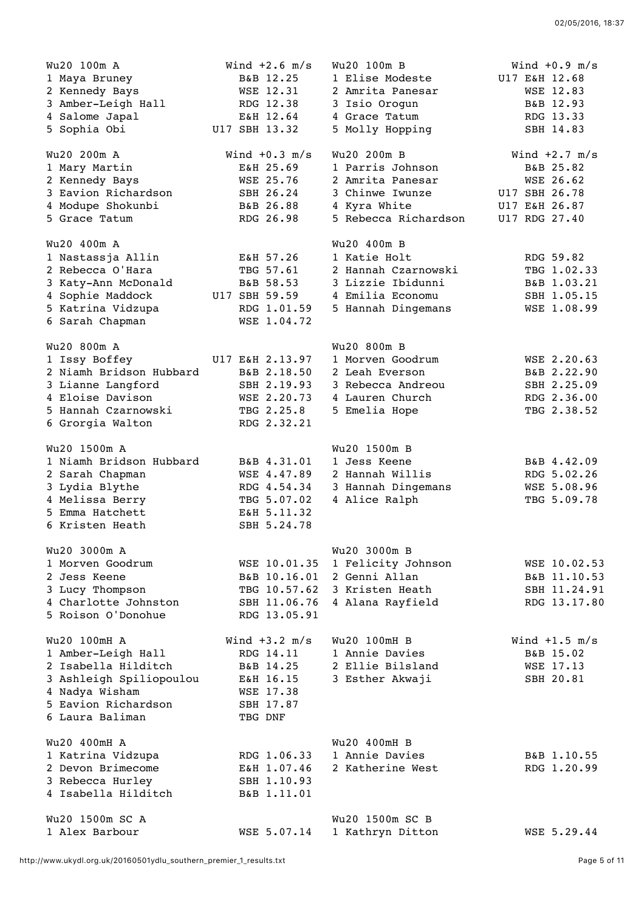```
Wu20 100m A             Wind +2.6 m/s   Wu20 100m B             Wind +0.9 m/s
1 Maya Bruney               B&B 12.25   1 Elise Modeste         U17 E&H 12.68
2 Kennedy Bays              WSE 12.31   2 Amrita Panesar            WSE 12.83
3 Amber-Leigh Hall          RDG 12.38   3 Isio Orogun               B&B 12.93
4 Salome Japal              E&H 12.64   4 Grace Tatum               RDG 13.33
5 Sophia Obi            U17 SBH 13.32   5 Molly Hopping             SBH 14.83

Wu20 200m A             Wind +0.3 m/s   Wu20 200m B             Wind +2.7 m/s
1 Mary Martin               E&H 25.69   1 Parris Johnson            B&B 25.82
2 Kennedy Bays              WSE 25.76   2 Amrita Panesar            WSE 26.62
3 Eavion Richardson         SBH 26.24   3 Chinwe Iwunze         U17 SBH 26.78
4 Modupe Shokunbi           B&B 26.88   4 Kyra White            U17 E&H 26.87
5 Grace Tatum               RDG 26.98   5 Rebecca Richardson    U17 RDG 27.40

Wu20 400m A                             Wu20 400m B
1 Nastassja Allin           E&H 57.26   1 Katie Holt                RDG 59.82
2 Rebecca O'Hara            TBG 57.61   2 Hannah Czarnowski         TBG 1.02.33
3 Katy-Ann McDonald         B&B 58.53   3 Lizzie Ibidunni           B&B 1.03.21
4 Sophie Maddock        U17 SBH 59.59   4 Emilia Economu            SBH 1.05.15
5 Katrina Vidzupa           RDG 1.01.59 5 Hannah Dingemans          WSE 1.08.99
6 Sarah Chapman             WSE 1.04.72

Wu20 800m A                             Wu20 800m B
1 Issy Boffey           U17 E&H 2.13.97 1 Morven Goodrum            WSE 2.20.63
2 Niamh Bridson Hubbard     B&B 2.18.50 2 Leah Everson              B&B 2.22.90
3 Lianne Langford           SBH 2.19.93 3 Rebecca Andreou           SBH 2.25.09
4 Eloise Davison            WSE 2.20.73 4 Lauren Church             RDG 2.36.00
5 Hannah Czarnowski         TBG 2.25.8  5 Emelia Hope               TBG 2.38.52
6 Grorgia Walton            RDG 2.32.21

Wu20 1500m A                            Wu20 1500m B
1 Niamh Bridson Hubbard     B&B 4.31.01 1 Jess Keene                B&B 4.42.09
2 Sarah Chapman             WSE 4.47.89 2 Hannah Willis             RDG 5.02.26
3 Lydia Blythe              RDG 4.54.34 3 Hannah Dingemans          WSE 5.08.96
4 Melissa Berry             TBG 5.07.02 4 Alice Ralph               TBG 5.09.78
5 Emma Hatchett             E&H 5.11.32
6 Kristen Heath             SBH 5.24.78

Wu20 3000m A                            Wu20 3000m B
1 Morven Goodrum            WSE 10.01.35 1 Felicity Johnson         WSE 10.02.53
2 Jess Keene                B&B 10.16.01 2 Genni Allan              B&B 11.10.53
3 Lucy Thompson             TBG 10.57.62 3 Kristen Heath            SBH 11.24.91
4 Charlotte Johnston        SBH 11.06.76 4 Alana Rayfield           RDG 13.17.80
5 Roison O'Donohue          RDG 13.05.91

Wu20 100mH A            Wind +3.2 m/s   Wu20 100mH B            Wind +1.5 m/s
1 Amber-Leigh Hall          RDG 14.11   1 Annie Davies              B&B 15.02
2 Isabella Hilditch         B&B 14.25   2 Ellie Bilsland            WSE 17.13
3 Ashleigh Spiliopoulou     E&H 16.15   3 Esther Akwaji             SBH 20.81
4 Nadya Wisham              WSE 17.38
5 Eavion Richardson         SBH 17.87
6 Laura Baliman             TBG DNF

Wu20 400mH A                            Wu20 400mH B
1 Katrina Vidzupa           RDG 1.06.33 1 Annie Davies              B&B 1.10.55
2 Devon Brimecome           E&H 1.07.46 2 Katherine West            RDG 1.20.99
3 Rebecca Hurley            SBH 1.10.93
4 Isabella Hilditch         B&B 1.11.01

Wu20 1500m SC A                         Wu20 1500m SC B
1 Alex Barbour              WSE 5.07.14 1 Kathryn Ditton            WSE 5.29.44
```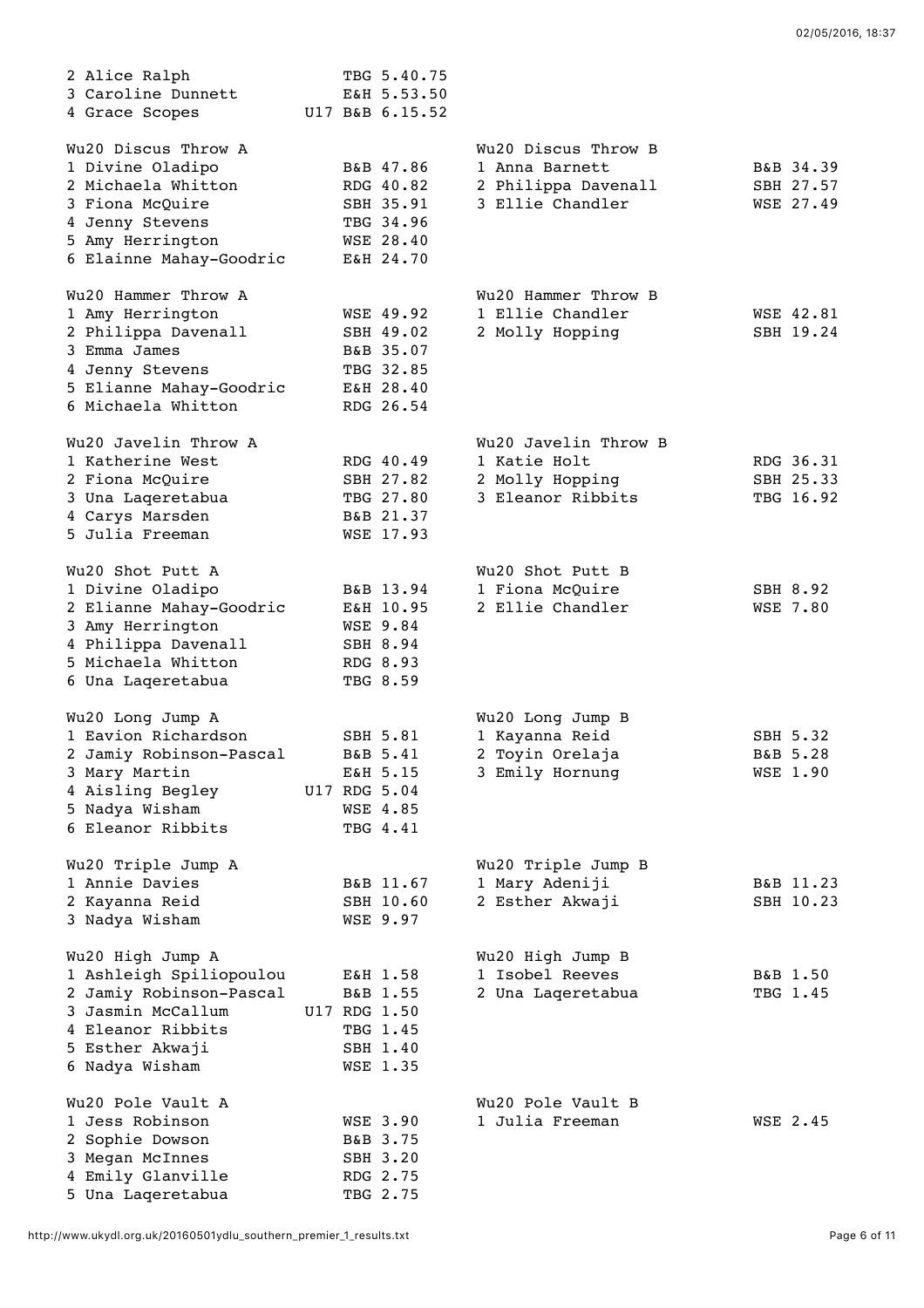```
2 Alice Ralph               TBG 5.40.75
3 Caroline Dunnett          E&H 5.53.50
4 Grace Scopes          U17 B&B 6.15.52

Wu20 Discus Throw A                        Wu20 Discus Throw B
1 Divine Oladipo            B&B 47.86      1 Anna Barnett               B&B 34.39
2 Michaela Whitton          RDG 40.82      2 Philippa Davenall          SBH 27.57
3 Fiona McQuire             SBH 35.91      3 Ellie Chandler             WSE 27.49
4 Jenny Stevens             TBG 34.96
5 Amy Herrington            WSE 28.40
6 Elainne Mahay-Goodric     E&H 24.70

Wu20 Hammer Throw A                        Wu20 Hammer Throw B
1 Amy Herrington            WSE 49.92      1 Ellie Chandler             WSE 42.81
2 Philippa Davenall         SBH 49.02      2 Molly Hopping              SBH 19.24
3 Emma James                B&B 35.07
4 Jenny Stevens             TBG 32.85
5 Elianne Mahay-Goodric     E&H 28.40
6 Michaela Whitton          RDG 26.54

Wu20 Javelin Throw A                       Wu20 Javelin Throw B
1 Katherine West            RDG 40.49      1 Katie Holt                 RDG 36.31
2 Fiona McQuire             SBH 27.82      2 Molly Hopping              SBH 25.33
3 Una Laqeretabua           TBG 27.80      3 Eleanor Ribbits            TBG 16.92
4 Carys Marsden             B&B 21.37
5 Julia Freeman             WSE 17.93

Wu20 Shot Putt A                           Wu20 Shot Putt B
1 Divine Oladipo            B&B 13.94      1 Fiona McQuire              SBH 8.92
2 Elianne Mahay-Goodric     E&H 10.95      2 Ellie Chandler             WSE 7.80
3 Amy Herrington            WSE 9.84
4 Philippa Davenall         SBH 8.94
5 Michaela Whitton          RDG 8.93
6 Una Laqeretabua           TBG 8.59

Wu20 Long Jump A                           Wu20 Long Jump B
1 Eavion Richardson         SBH 5.81       1 Kayanna Reid               SBH 5.32
2 Jamiy Robinson-Pascal     B&B 5.41       2 Toyin Orelaja              B&B 5.28
3 Mary Martin               E&H 5.15       3 Emily Hornung              WSE 1.90
4 Aisling Begley        U17 RDG 5.04
5 Nadya Wisham              WSE 4.85
6 Eleanor Ribbits           TBG 4.41

Wu20 Triple Jump A                         Wu20 Triple Jump B
1 Annie Davies              B&B 11.67      1 Mary Adeniji               B&B 11.23
2 Kayanna Reid              SBH 10.60      2 Esther Akwaji              SBH 10.23
3 Nadya Wisham              WSE 9.97

Wu20 High Jump A                           Wu20 High Jump B
1 Ashleigh Spiliopoulou     E&H 1.58       1 Isobel Reeves              B&B 1.50
2 Jamiy Robinson-Pascal     B&B 1.55       2 Una Laqeretabua            TBG 1.45
3 Jasmin McCallum       U17 RDG 1.50
4 Eleanor Ribbits           TBG 1.45
5 Esther Akwaji             SBH 1.40
6 Nadya Wisham              WSE 1.35

Wu20 Pole Vault A                          Wu20 Pole Vault B
1 Jess Robinson             WSE 3.90       1 Julia Freeman              WSE 2.45
2 Sophie Dowson             B&B 3.75
3 Megan McInnes             SBH 3.20
4 Emily Glanville           RDG 2.75
5 Una Laqeretabua           TBG 2.75
```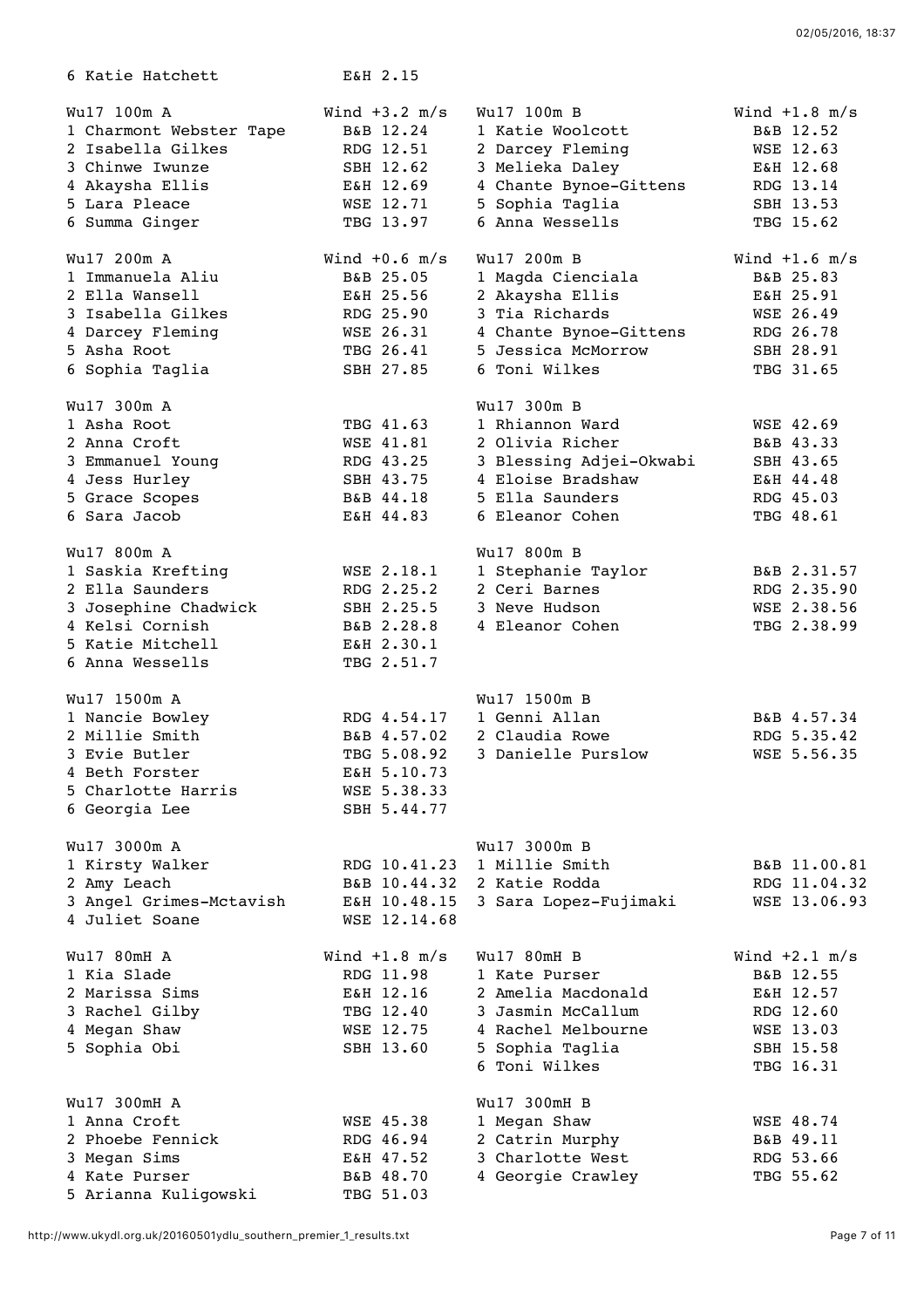6 Katie Hatchett E&H 2.15

### Wu17 100m A (Wind +3.2 m/s)

| Pos | Name | Club | Perf |
|---|---|---|---|
| 1 | Charmont Webster Tape | B&B | 12.24 |
| 2 | Isabella Gilkes | RDG | 12.51 |
| 3 | Chinwe Iwunze | SBH | 12.62 |
| 4 | Akaysha Ellis | E&H | 12.69 |
| 5 | Lara Pleace | WSE | 12.71 |
| 6 | Summa Ginger | TBG | 13.97 |

### Wu17 100m B (Wind +1.8 m/s)

| Pos | Name | Club | Perf |
|---|---|---|---|
| 1 | Katie Woolcott | B&B | 12.52 |
| 2 | Darcey Fleming | WSE | 12.63 |
| 3 | Melieka Daley | E&H | 12.68 |
| 4 | Chante Bynoe-Gittens | RDG | 13.14 |
| 5 | Sophia Taglia | SBH | 13.53 |
| 6 | Anna Wessells | TBG | 15.62 |

### Wu17 200m A (Wind +0.6 m/s)

| Pos | Name | Club | Perf |
|---|---|---|---|
| 1 | Immanuela Aliu | B&B | 25.05 |
| 2 | Ella Wansell | E&H | 25.56 |
| 3 | Isabella Gilkes | RDG | 25.90 |
| 4 | Darcey Fleming | WSE | 26.31 |
| 5 | Asha Root | TBG | 26.41 |
| 6 | Sophia Taglia | SBH | 27.85 |

### Wu17 200m B (Wind +1.6 m/s)

| Pos | Name | Club | Perf |
|---|---|---|---|
| 1 | Magda Cienciala | B&B | 25.83 |
| 2 | Akaysha Ellis | E&H | 25.91 |
| 3 | Tia Richards | WSE | 26.49 |
| 4 | Chante Bynoe-Gittens | RDG | 26.78 |
| 5 | Jessica McMorrow | SBH | 28.91 |
| 6 | Toni Wilkes | TBG | 31.65 |

### Wu17 300m A

| Pos | Name | Club | Perf |
|---|---|---|---|
| 1 | Asha Root | TBG | 41.63 |
| 2 | Anna Croft | WSE | 41.81 |
| 3 | Emmanuel Young | RDG | 43.25 |
| 4 | Jess Hurley | SBH | 43.75 |
| 5 | Grace Scopes | B&B | 44.18 |
| 6 | Sara Jacob | E&H | 44.83 |

### Wu17 300m B

| Pos | Name | Club | Perf |
|---|---|---|---|
| 1 | Rhiannon Ward | WSE | 42.69 |
| 2 | Olivia Richer | B&B | 43.33 |
| 3 | Blessing Adjei-Okwabi | SBH | 43.65 |
| 4 | Eloise Bradshaw | E&H | 44.48 |
| 5 | Ella Saunders | RDG | 45.03 |
| 6 | Eleanor Cohen | TBG | 48.61 |

### Wu17 800m A

| Pos | Name | Club | Perf |
|---|---|---|---|
| 1 | Saskia Krefting | WSE | 2.18.1 |
| 2 | Ella Saunders | RDG | 2.25.2 |
| 3 | Josephine Chadwick | SBH | 2.25.5 |
| 4 | Kelsi Cornish | B&B | 2.28.8 |
| 5 | Katie Mitchell | E&H | 2.30.1 |
| 6 | Anna Wessells | TBG | 2.51.7 |

### Wu17 800m B

| Pos | Name | Club | Perf |
|---|---|---|---|
| 1 | Stephanie Taylor | B&B | 2.31.57 |
| 2 | Ceri Barnes | RDG | 2.35.90 |
| 3 | Neve Hudson | WSE | 2.38.56 |
| 4 | Eleanor Cohen | TBG | 2.38.99 |

### Wu17 1500m A

| Pos | Name | Club | Perf |
|---|---|---|---|
| 1 | Nancie Bowley | RDG | 4.54.17 |
| 2 | Millie Smith | B&B | 4.57.02 |
| 3 | Evie Butler | TBG | 5.08.92 |
| 4 | Beth Forster | E&H | 5.10.73 |
| 5 | Charlotte Harris | WSE | 5.38.33 |
| 6 | Georgia Lee | SBH | 5.44.77 |

### Wu17 1500m B

| Pos | Name | Club | Perf |
|---|---|---|---|
| 1 | Genni Allan | B&B | 4.57.34 |
| 2 | Claudia Rowe | RDG | 5.35.42 |
| 3 | Danielle Purslow | WSE | 5.56.35 |

### Wu17 3000m A

| Pos | Name | Club | Perf |
|---|---|---|---|
| 1 | Kirsty Walker | RDG | 10.41.23 |
| 2 | Amy Leach | B&B | 10.44.32 |
| 3 | Angel Grimes-Mctavish | E&H | 10.48.15 |
| 4 | Juliet Soane | WSE | 12.14.68 |

### Wu17 3000m B

| Pos | Name | Club | Perf |
|---|---|---|---|
| 1 | Millie Smith | B&B | 11.00.81 |
| 2 | Katie Rodda | RDG | 11.04.32 |
| 3 | Sara Lopez-Fujimaki | WSE | 13.06.93 |

### Wu17 80mH A (Wind +1.8 m/s)

| Pos | Name | Club | Perf |
|---|---|---|---|
| 1 | Kia Slade | RDG | 11.98 |
| 2 | Marissa Sims | E&H | 12.16 |
| 3 | Rachel Gilby | TBG | 12.40 |
| 4 | Megan Shaw | WSE | 12.75 |
| 5 | Sophia Obi | SBH | 13.60 |

### Wu17 80mH B (Wind +2.1 m/s)

| Pos | Name | Club | Perf |
|---|---|---|---|
| 1 | Kate Purser | B&B | 12.55 |
| 2 | Amelia Macdonald | E&H | 12.57 |
| 3 | Jasmin McCallum | RDG | 12.60 |
| 4 | Rachel Melbourne | WSE | 13.03 |
| 5 | Sophia Taglia | SBH | 15.58 |
| 6 | Toni Wilkes | TBG | 16.31 |

### Wu17 300mH A

| Pos | Name | Club | Perf |
|---|---|---|---|
| 1 | Anna Croft | WSE | 45.38 |
| 2 | Phoebe Fennick | RDG | 46.94 |
| 3 | Megan Sims | E&H | 47.52 |
| 4 | Kate Purser | B&B | 48.70 |
| 5 | Arianna Kuligowski | TBG | 51.03 |

### Wu17 300mH B

| Pos | Name | Club | Perf |
|---|---|---|---|
| 1 | Megan Shaw | WSE | 48.74 |
| 2 | Catrin Murphy | B&B | 49.11 |
| 3 | Charlotte West | RDG | 53.66 |
| 4 | Georgie Crawley | TBG | 55.62 |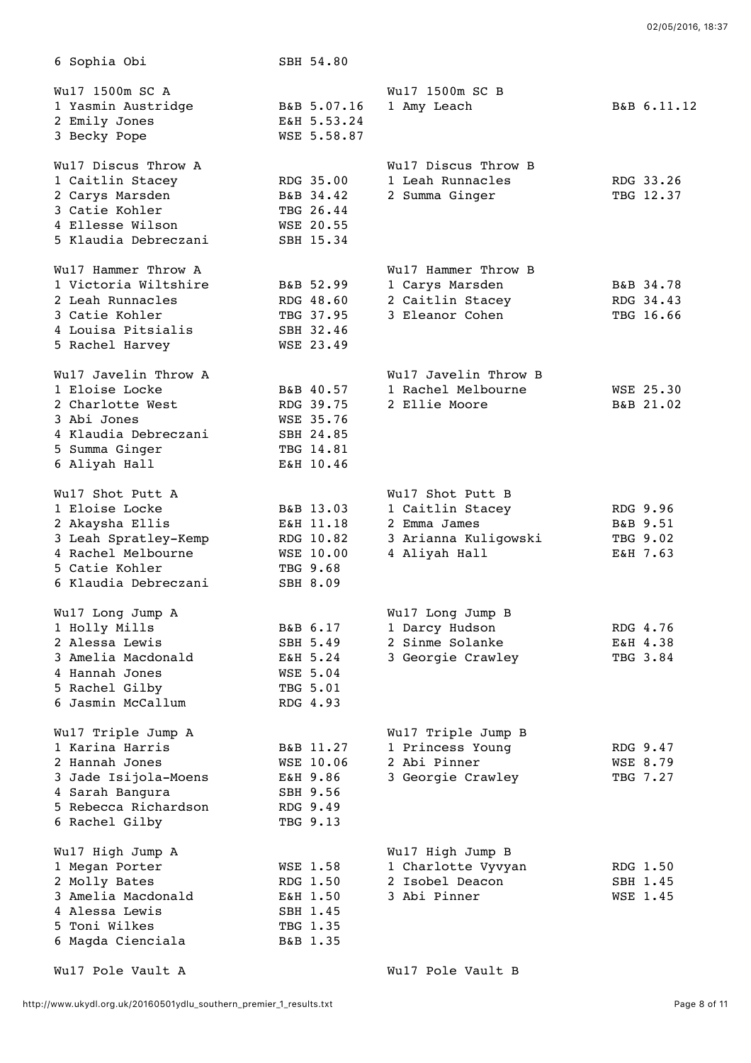6 Sophia Obi SBH 54.80

**Wu17 1500m SC A**

| Pos | Name | Club | Result |
|---|---|---|---|
| 1 | Yasmin Austridge | B&B | 5.07.16 |
| 2 | Emily Jones | E&H | 5.53.24 |
| 3 | Becky Pope | WSE | 5.58.87 |

**Wu17 1500m SC B**

| Pos | Name | Club | Result |
|---|---|---|---|
| 1 | Amy Leach | B&B | 6.11.12 |

**Wu17 Discus Throw A**

| Pos | Name | Club | Result |
|---|---|---|---|
| 1 | Caitlin Stacey | RDG | 35.00 |
| 2 | Carys Marsden | B&B | 34.42 |
| 3 | Catie Kohler | TBG | 26.44 |
| 4 | Ellesse Wilson | WSE | 20.55 |
| 5 | Klaudia Debreczani | SBH | 15.34 |

**Wu17 Discus Throw B**

| Pos | Name | Club | Result |
|---|---|---|---|
| 1 | Leah Runnacles | RDG | 33.26 |
| 2 | Summa Ginger | TBG | 12.37 |

**Wu17 Hammer Throw A**

| Pos | Name | Club | Result |
|---|---|---|---|
| 1 | Victoria Wiltshire | B&B | 52.99 |
| 2 | Leah Runnacles | RDG | 48.60 |
| 3 | Catie Kohler | TBG | 37.95 |
| 4 | Louisa Pitsialis | SBH | 32.46 |
| 5 | Rachel Harvey | WSE | 23.49 |

**Wu17 Hammer Throw B**

| Pos | Name | Club | Result |
|---|---|---|---|
| 1 | Carys Marsden | B&B | 34.78 |
| 2 | Caitlin Stacey | RDG | 34.43 |
| 3 | Eleanor Cohen | TBG | 16.66 |

**Wu17 Javelin Throw A**

| Pos | Name | Club | Result |
|---|---|---|---|
| 1 | Eloise Locke | B&B | 40.57 |
| 2 | Charlotte West | RDG | 39.75 |
| 3 | Abi Jones | WSE | 35.76 |
| 4 | Klaudia Debreczani | SBH | 24.85 |
| 5 | Summa Ginger | TBG | 14.81 |
| 6 | Aliyah Hall | E&H | 10.46 |

**Wu17 Javelin Throw B**

| Pos | Name | Club | Result |
|---|---|---|---|
| 1 | Rachel Melbourne | WSE | 25.30 |
| 2 | Ellie Moore | B&B | 21.02 |

**Wu17 Shot Putt A**

| Pos | Name | Club | Result |
|---|---|---|---|
| 1 | Eloise Locke | B&B | 13.03 |
| 2 | Akaysha Ellis | E&H | 11.18 |
| 3 | Leah Spratley-Kemp | RDG | 10.82 |
| 4 | Rachel Melbourne | WSE | 10.00 |
| 5 | Catie Kohler | TBG | 9.68 |
| 6 | Klaudia Debreczani | SBH | 8.09 |

**Wu17 Shot Putt B**

| Pos | Name | Club | Result |
|---|---|---|---|
| 1 | Caitlin Stacey | RDG | 9.96 |
| 2 | Emma James | B&B | 9.51 |
| 3 | Arianna Kuligowski | TBG | 9.02 |
| 4 | Aliyah Hall | E&H | 7.63 |

**Wu17 Long Jump A**

| Pos | Name | Club | Result |
|---|---|---|---|
| 1 | Holly Mills | B&B | 6.17 |
| 2 | Alessa Lewis | SBH | 5.49 |
| 3 | Amelia Macdonald | E&H | 5.24 |
| 4 | Hannah Jones | WSE | 5.04 |
| 5 | Rachel Gilby | TBG | 5.01 |
| 6 | Jasmin McCallum | RDG | 4.93 |

**Wu17 Long Jump B**

| Pos | Name | Club | Result |
|---|---|---|---|
| 1 | Darcy Hudson | RDG | 4.76 |
| 2 | Sinme Solanke | E&H | 4.38 |
| 3 | Georgie Crawley | TBG | 3.84 |

**Wu17 Triple Jump A**

| Pos | Name | Club | Result |
|---|---|---|---|
| 1 | Karina Harris | B&B | 11.27 |
| 2 | Hannah Jones | WSE | 10.06 |
| 3 | Jade Isijola-Moens | E&H | 9.86 |
| 4 | Sarah Bangura | SBH | 9.56 |
| 5 | Rebecca Richardson | RDG | 9.49 |
| 6 | Rachel Gilby | TBG | 9.13 |

**Wu17 Triple Jump B**

| Pos | Name | Club | Result |
|---|---|---|---|
| 1 | Princess Young | RDG | 9.47 |
| 2 | Abi Pinner | WSE | 8.79 |
| 3 | Georgie Crawley | TBG | 7.27 |

**Wu17 High Jump A**

| Pos | Name | Club | Result |
|---|---|---|---|
| 1 | Megan Porter | WSE | 1.58 |
| 2 | Molly Bates | RDG | 1.50 |
| 3 | Amelia Macdonald | E&H | 1.50 |
| 4 | Alessa Lewis | SBH | 1.45 |
| 5 | Toni Wilkes | TBG | 1.35 |
| 6 | Magda Cienciala | B&B | 1.35 |

**Wu17 High Jump B**

| Pos | Name | Club | Result |
|---|---|---|---|
| 1 | Charlotte Vyvyan | RDG | 1.50 |
| 2 | Isobel Deacon | SBH | 1.45 |
| 3 | Abi Pinner | WSE | 1.45 |

**Wu17 Pole Vault A**

**Wu17 Pole Vault B**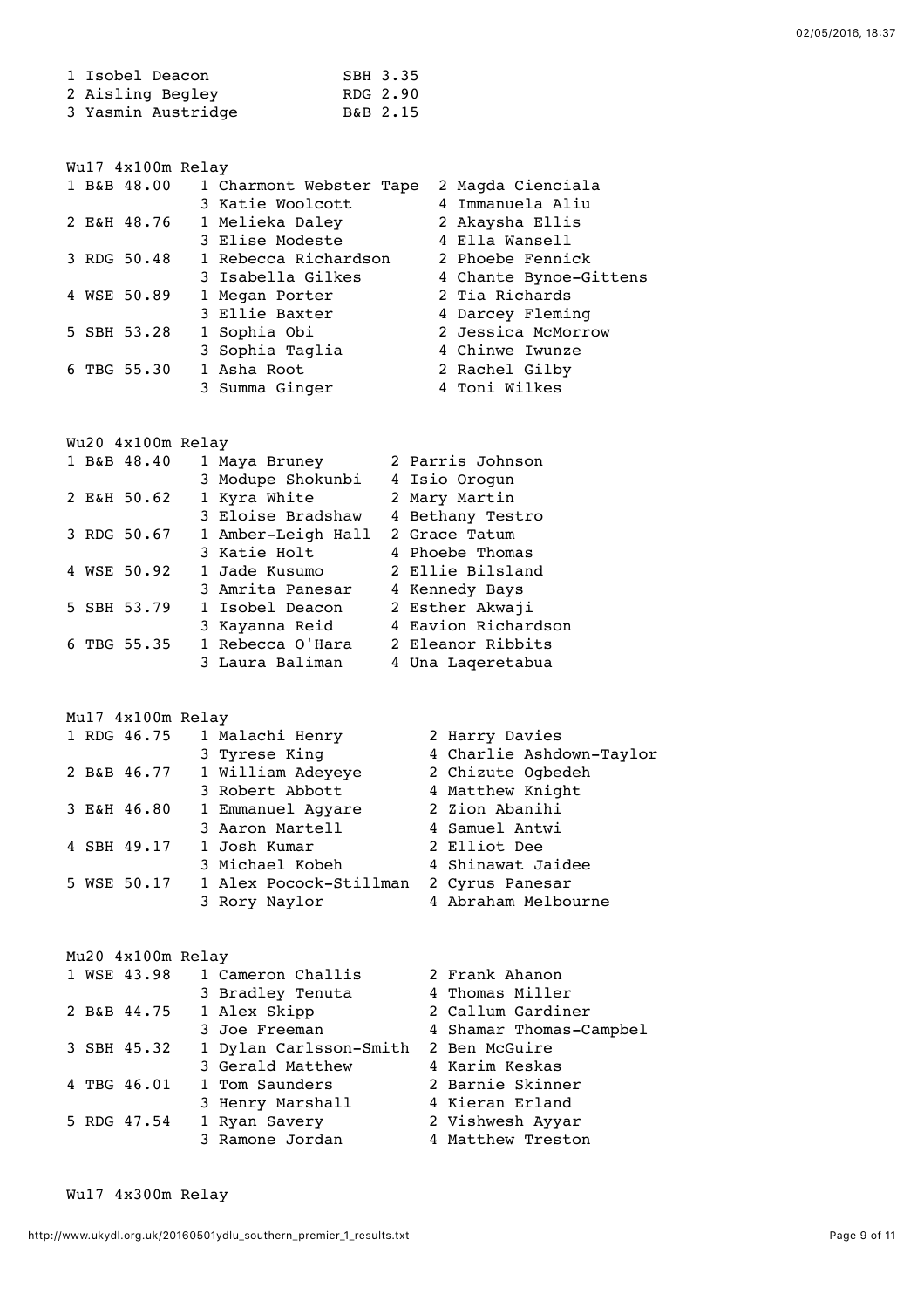| Pos | Name | Team | Mark |
|---|---|---|---|
| 1 | Isobel Deacon | SBH | 3.35 |
| 2 | Aisling Begley | RDG | 2.90 |
| 3 | Yasmin Austridge | B&B | 2.15 |

### Wu17 4x100m Relay

| Pos | Team | Time | Leg 1 | Leg 2 | Leg 3 | Leg 4 |
|---|---|---|---|---|---|---|
| 1 | B&B | 48.00 | Charmont Webster Tape | Magda Cienciala | Katie Woolcott | Immanuela Aliu |
| 2 | E&H | 48.76 | Melieka Daley | Akaysha Ellis | Elise Modeste | Ella Wansell |
| 3 | RDG | 50.48 | Rebecca Richardson | Phoebe Fennick | Isabella Gilkes | Chante Bynoe-Gittens |
| 4 | WSE | 50.89 | Megan Porter | Tia Richards | Ellie Baxter | Darcey Fleming |
| 5 | SBH | 53.28 | Sophia Obi | Jessica McMorrow | Sophia Taglia | Chinwe Iwunze |
| 6 | TBG | 55.30 | Asha Root | Rachel Gilby | Summa Ginger | Toni Wilkes |

### Wu20 4x100m Relay

| Pos | Team | Time | Leg 1 | Leg 2 | Leg 3 | Leg 4 |
|---|---|---|---|---|---|---|
| 1 | B&B | 48.40 | Maya Bruney | Parris Johnson | Modupe Shokunbi | Isio Orogun |
| 2 | E&H | 50.62 | Kyra White | Mary Martin | Eloise Bradshaw | Bethany Testro |
| 3 | RDG | 50.67 | Amber-Leigh Hall | Grace Tatum | Katie Holt | Phoebe Thomas |
| 4 | WSE | 50.92 | Jade Kusumo | Ellie Bilsland | Amrita Panesar | Kennedy Bays |
| 5 | SBH | 53.79 | Isobel Deacon | Esther Akwaji | Kayanna Reid | Eavion Richardson |
| 6 | TBG | 55.35 | Rebecca O'Hara | Eleanor Ribbits | Laura Baliman | Una Laqeretabua |

### Mu17 4x100m Relay

| Pos | Team | Time | Leg 1 | Leg 2 | Leg 3 | Leg 4 |
|---|---|---|---|---|---|---|
| 1 | RDG | 46.75 | Malachi Henry | Harry Davies | Tyrese King | Charlie Ashdown-Taylor |
| 2 | B&B | 46.77 | William Adeyeye | Chizute Ogbedeh | Robert Abbott | Matthew Knight |
| 3 | E&H | 46.80 | Emmanuel Agyare | Zion Abanihi | Aaron Martell | Samuel Antwi |
| 4 | SBH | 49.17 | Josh Kumar | Elliot Dee | Michael Kobeh | Shinawat Jaidee |
| 5 | WSE | 50.17 | Alex Pocock-Stillman | Cyrus Panesar | Rory Naylor | Abraham Melbourne |

### Mu20 4x100m Relay

| Pos | Team | Time | Leg 1 | Leg 2 | Leg 3 | Leg 4 |
|---|---|---|---|---|---|---|
| 1 | WSE | 43.98 | Cameron Challis | Frank Ahanon | Bradley Tenuta | Thomas Miller |
| 2 | B&B | 44.75 | Alex Skipp | Callum Gardiner | Joe Freeman | Shamar Thomas-Campbel |
| 3 | SBH | 45.32 | Dylan Carlsson-Smith | Ben McGuire | Gerald Matthew | Karim Keskas |
| 4 | TBG | 46.01 | Tom Saunders | Barnie Skinner | Henry Marshall | Kieran Erland |
| 5 | RDG | 47.54 | Ryan Savery | Vishwesh Ayyar | Ramone Jordan | Matthew Treston |

### Wu17 4x300m Relay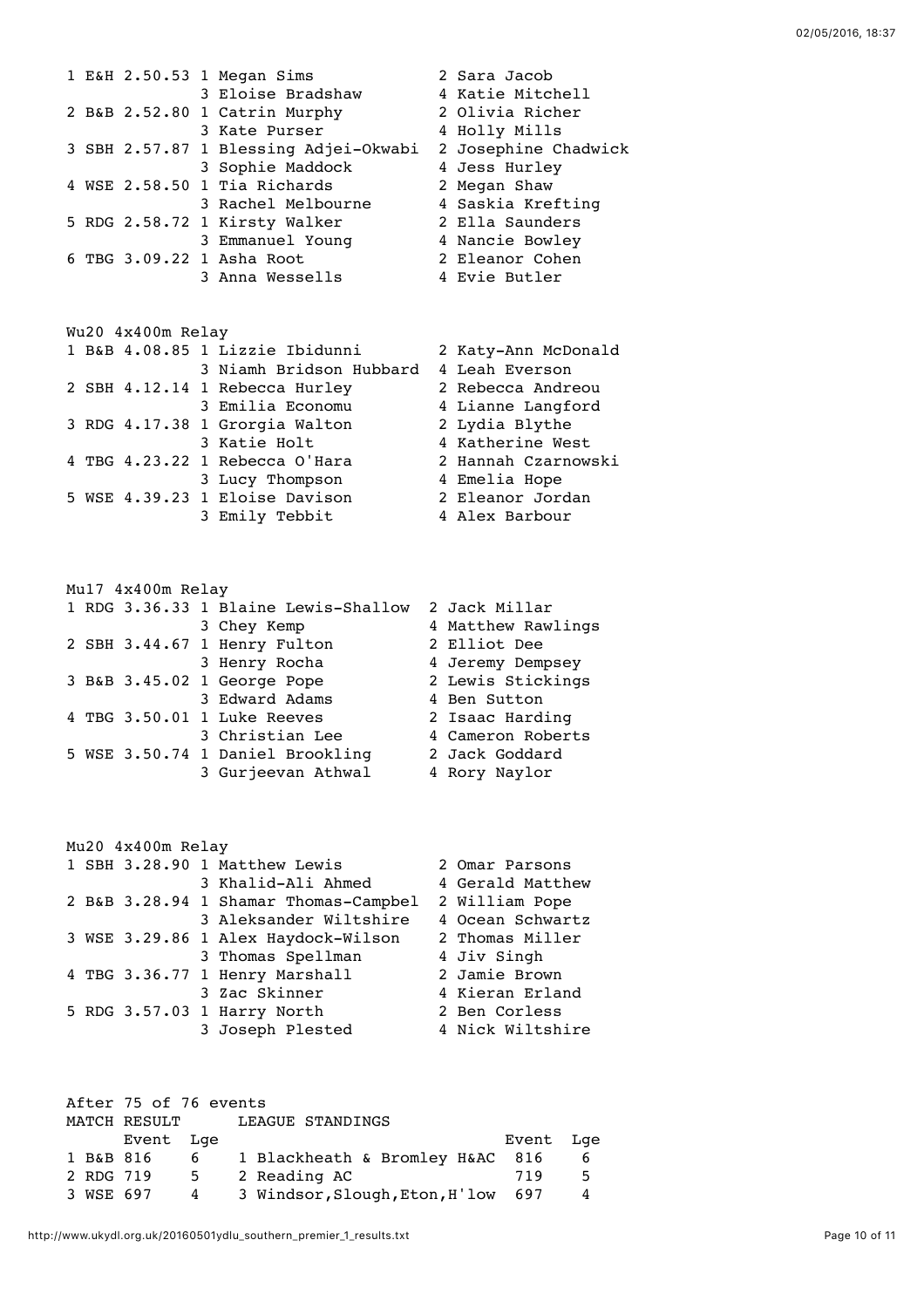```
1 E&H 2.50.53 1 Megan Sims             2 Sara Jacob
              3 Eloise Bradshaw        4 Katie Mitchell
2 B&B 2.52.80 1 Catrin Murphy          2 Olivia Richer
              3 Kate Purser            4 Holly Mills
3 SBH 2.57.87 1 Blessing Adjei-Okwabi  2 Josephine Chadwick
              3 Sophie Maddock         4 Jess Hurley
4 WSE 2.58.50 1 Tia Richards           2 Megan Shaw
              3 Rachel Melbourne       4 Saskia Krefting
5 RDG 2.58.72 1 Kirsty Walker          2 Ella Saunders
              3 Emmanuel Young         4 Nancie Bowley
6 TBG 3.09.22 1 Asha Root              2 Eleanor Cohen
              3 Anna Wessells          4 Evie Butler
```

```
Wu20 4x400m Relay
1 B&B 4.08.85 1 Lizzie Ibidunni        2 Katy-Ann McDonald
              3 Niamh Bridson Hubbard  4 Leah Everson
2 SBH 4.12.14 1 Rebecca Hurley         2 Rebecca Andreou
              3 Emilia Economu         4 Lianne Langford
3 RDG 4.17.38 1 Grorgia Walton         2 Lydia Blythe
              3 Katie Holt             4 Katherine West
4 TBG 4.23.22 1 Rebecca O'Hara         2 Hannah Czarnowski
              3 Lucy Thompson          4 Emelia Hope
5 WSE 4.39.23 1 Eloise Davison         2 Eleanor Jordan
              3 Emily Tebbit           4 Alex Barbour
```

```
Mu17 4x400m Relay
1 RDG 3.36.33 1 Blaine Lewis-Shallow  2 Jack Millar
              3 Chey Kemp             4 Matthew Rawlings
2 SBH 3.44.67 1 Henry Fulton          2 Elliot Dee
              3 Henry Rocha           4 Jeremy Dempsey
3 B&B 3.45.02 1 George Pope           2 Lewis Stickings
              3 Edward Adams          4 Ben Sutton
4 TBG 3.50.01 1 Luke Reeves           2 Isaac Harding
              3 Christian Lee         4 Cameron Roberts
5 WSE 3.50.74 1 Daniel Brookling      2 Jack Goddard
              3 Gurjeevan Athwal      4 Rory Naylor
```

```
Mu20 4x400m Relay
1 SBH 3.28.90 1 Matthew Lewis         2 Omar Parsons
              3 Khalid-Ali Ahmed      4 Gerald Matthew
2 B&B 3.28.94 1 Shamar Thomas-Campbel 2 William Pope
              3 Aleksander Wiltshire  4 Ocean Schwartz
3 WSE 3.29.86 1 Alex Haydock-Wilson   2 Thomas Miller
              3 Thomas Spellman       4 Jiv Singh
4 TBG 3.36.77 1 Henry Marshall        2 Jamie Brown
              3 Zac Skinner           4 Kieran Erland
5 RDG 3.57.03 1 Harry North           2 Ben Corless
              3 Joseph Plested        4 Nick Wiltshire
```

```
After 75 of 76 events
MATCH RESULT      LEAGUE STANDINGS
     Event  Lge                                 Event  Lge
1 B&B 816    6    1 Blackheath & Bromley H&AC  816    6
2 RDG 719    5    2 Reading AC                 719    5
3 WSE 697    4    3 Windsor,Slough,Eton,H'low  697    4
```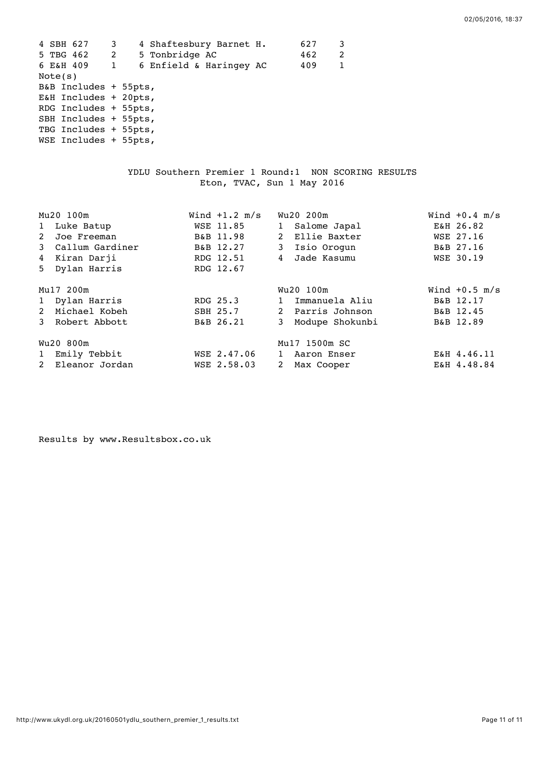| | | | | |
|---|---|---|---|---|
| 4 SBH 627 | 3 | 4 Shaftesbury Barnet H. | 627 | 3 |
| 5 TBG 462 | 2 | 5 Tonbridge AC | 462 | 2 |
| 6 E&H 409 | 1 | 6 Enfield & Haringey AC | 409 | 1 |

Note(s)
B&B Includes + 55pts,
E&H Includes + 20pts,
RDG Includes + 55pts,
SBH Includes + 55pts,
TBG Includes + 55pts,
WSE Includes + 55pts,

## YDLU Southern Premier 1 Round:1 NON SCORING RESULTS

Eton, TVAC, Sun 1 May 2016

**Mu20 100m** Wind +1.2 m/s

| | | | |
|---|---|---|---|
| 1 | Luke Batup | WSE | 11.85 |
| 2 | Joe Freeman | B&B | 11.98 |
| 3 | Callum Gardiner | B&B | 12.27 |
| 4 | Kiran Darji | RDG | 12.51 |
| 5 | Dylan Harris | RDG | 12.67 |

**Mu17 200m**

| | | | |
|---|---|---|---|
| 1 | Dylan Harris | RDG | 25.3 |
| 2 | Michael Kobeh | SBH | 25.7 |
| 3 | Robert Abbott | B&B | 26.21 |

**Wu20 800m**

| | | | |
|---|---|---|---|
| 1 | Emily Tebbit | WSE | 2.47.06 |
| 2 | Eleanor Jordan | WSE | 2.58.03 |

**Wu20 200m** Wind +0.4 m/s

| | | | |
|---|---|---|---|
| 1 | Salome Japal | E&H | 26.82 |
| 2 | Ellie Baxter | WSE | 27.16 |
| 3 | Isio Orogun | B&B | 27.16 |
| 4 | Jade Kasumu | WSE | 30.19 |

**Wu20 100m** Wind +0.5 m/s

| | | | |
|---|---|---|---|
| 1 | Immanuela Aliu | B&B | 12.17 |
| 2 | Parris Johnson | B&B | 12.45 |
| 3 | Modupe Shokunbi | B&B | 12.89 |

**Mu17 1500m SC**

| | | | |
|---|---|---|---|
| 1 | Aaron Enser | E&H | 4.46.11 |
| 2 | Max Cooper | E&H | 4.48.84 |

Results by www.Resultsbox.co.uk